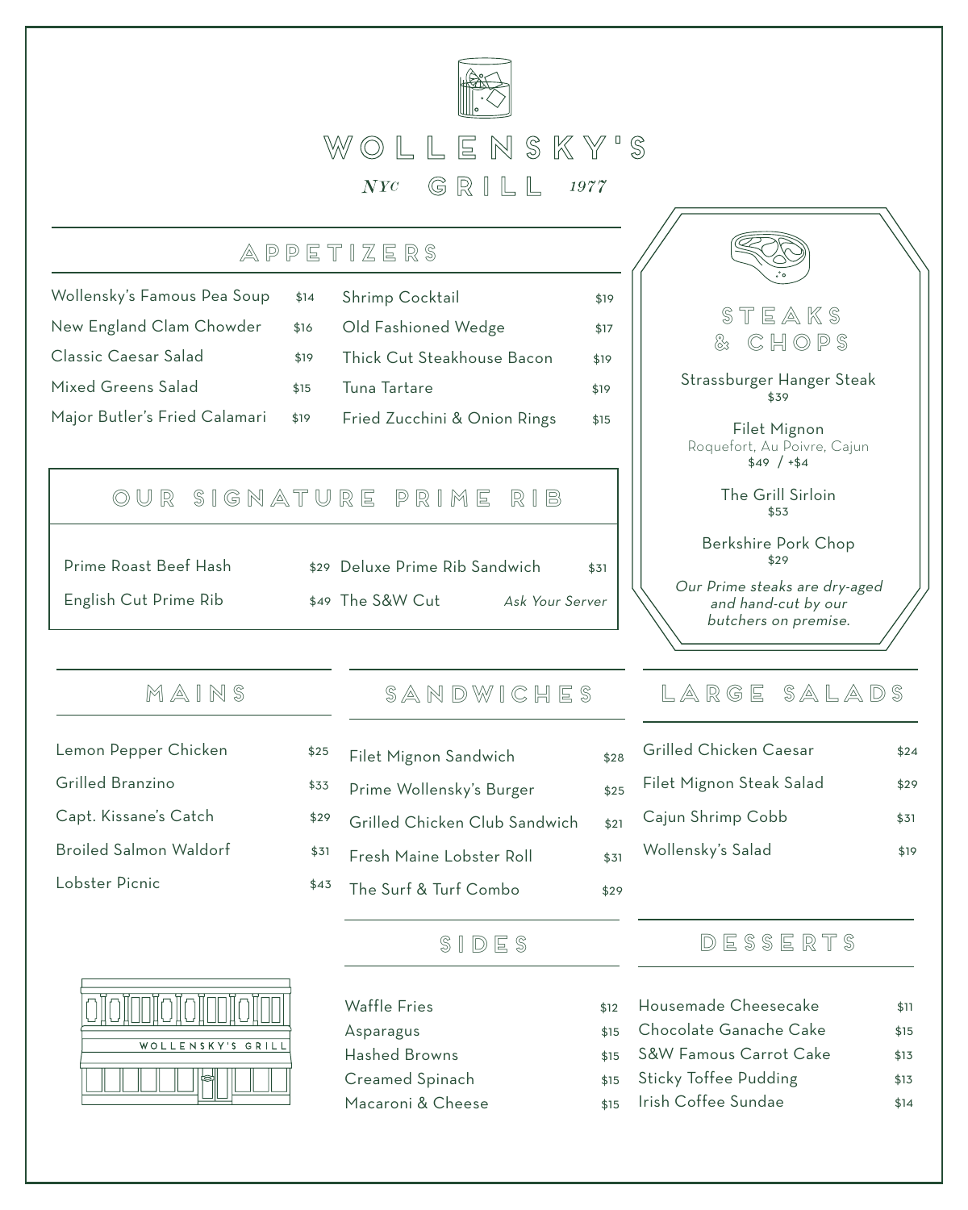# WOLLENSKY'S

NYC GRILL 1977

## APPETIZERS

| Item | Price |
|---|---|
| Wollensky's Famous Pea Soup | $14 |
| New England Clam Chowder | $16 |
| Classic Caesar Salad | $19 |
| Mixed Greens Salad | $15 |
| Major Butler's Fried Calamari | $19 |
| Shrimp Cocktail | $19 |
| Old Fashioned Wedge | $17 |
| Thick Cut Steakhouse Bacon | $19 |
| Tuna Tartare | $19 |
| Fried Zucchini & Onion Rings | $15 |

## OUR SIGNATURE PRIME RIB

| Item | Price |
|---|---|
| Prime Roast Beef Hash | $29 |
| English Cut Prime Rib | $49 |
| Deluxe Prime Rib Sandwich | $31 |
| The S&W Cut | *Ask Your Server* |

## STEAKS & CHOPS

Strassburger Hanger Steak
$39

Filet Mignon
Roquefort, Au Poivre, Cajun
$49 / +$4

The Grill Sirloin
$53

Berkshire Pork Chop
$29

*Our Prime steaks are dry-aged and hand-cut by our butchers on premise.*

## MAINS

| Item | Price |
|---|---|
| Lemon Pepper Chicken | $25 |
| Grilled Branzino | $33 |
| Capt. Kissane's Catch | $29 |
| Broiled Salmon Waldorf | $31 |
| Lobster Picnic | $43 |

## SANDWICHES

| Item | Price |
|---|---|
| Filet Mignon Sandwich | $28 |
| Prime Wollensky's Burger | $25 |
| Grilled Chicken Club Sandwich | $21 |
| Fresh Maine Lobster Roll | $31 |
| The Surf & Turf Combo | $29 |

## LARGE SALADS

| Item | Price |
|---|---|
| Grilled Chicken Caesar | $24 |
| Filet Mignon Steak Salad | $29 |
| Cajun Shrimp Cobb | $31 |
| Wollensky's Salad | $19 |

## SIDES

| Item | Price |
|---|---|
| Waffle Fries | $12 |
| Asparagus | $15 |
| Hashed Browns | $15 |
| Creamed Spinach | $15 |
| Macaroni & Cheese | $15 |

## DESSERTS

| Item | Price |
|---|---|
| Housemade Cheesecake | $11 |
| Chocolate Ganache Cake | $15 |
| S&W Famous Carrot Cake | $13 |
| Sticky Toffee Pudding | $13 |
| Irish Coffee Sundae | $14 |

WOLLENSKY'S GRILL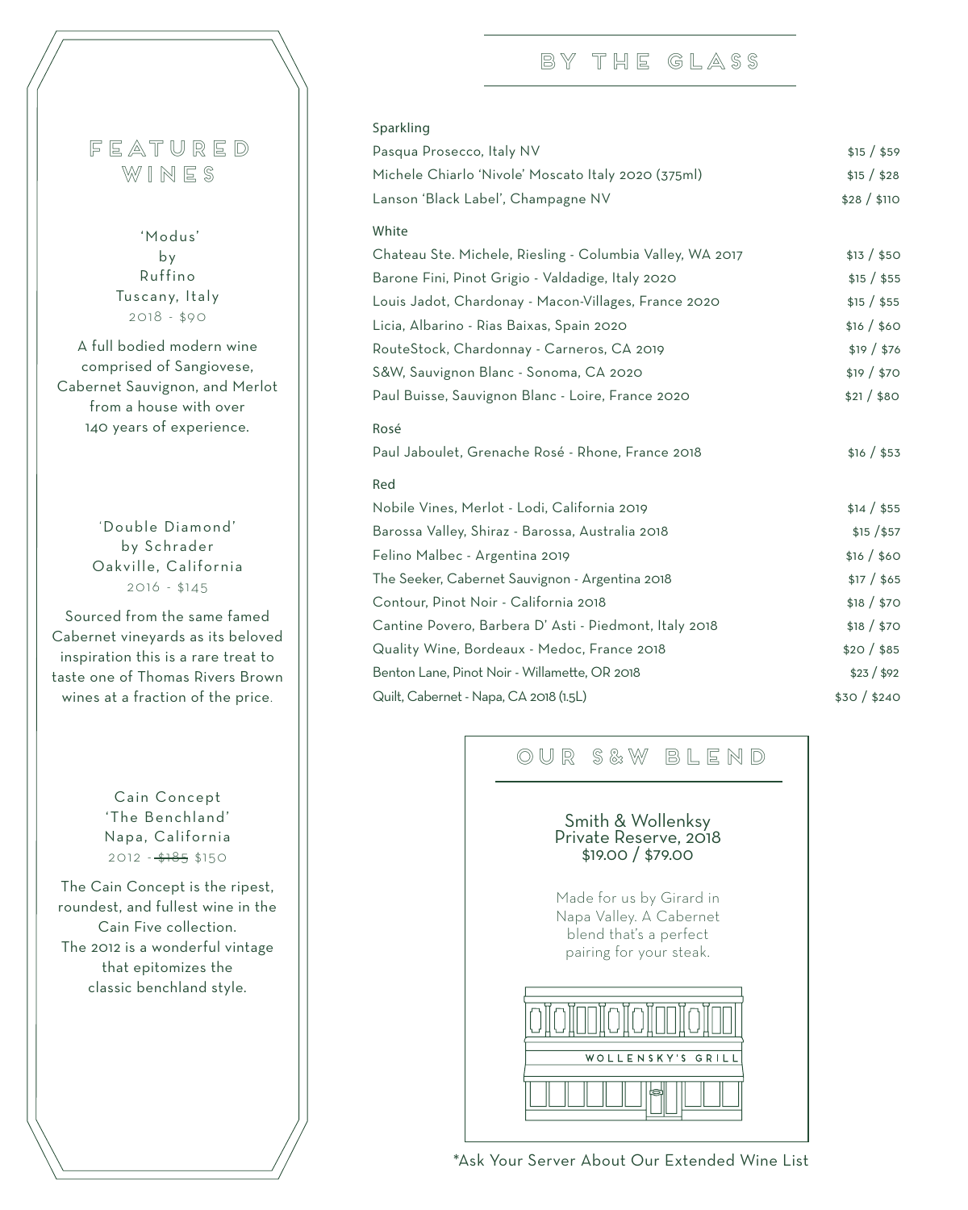# FEATURED WINES

'Modus'
by
Ruffino
Tuscany, Italy
2018 - $90

A full bodied modern wine comprised of Sangiovese, Cabernet Sauvignon, and Merlot from a house with over 140 years of experience.

'Double Diamond'
by Schrader
Oakville, California
2016 - $145

Sourced from the same famed Cabernet vineyards as its beloved inspiration this is a rare treat to taste one of Thomas Rivers Brown wines at a fraction of the price.

Cain Concept
'The Benchland'
Napa, California
2012 - ~~$185~~ $150

The Cain Concept is the ripest, roundest, and fullest wine in the Cain Five collection.
The 2012 is a wonderful vintage that epitomizes the classic benchland style.

# BY THE GLASS

## Sparkling

| | |
|---|---|
| Pasqua Prosecco, Italy NV | $15 / $59 |
| Michele Chiarlo 'Nivole' Moscato Italy 2020 (375ml) | $15 / $28 |
| Lanson 'Black Label', Champagne NV | $28 / $110 |

## White

| | |
|---|---|
| Chateau Ste. Michele, Riesling - Columbia Valley, WA 2017 | $13 / $50 |
| Barone Fini, Pinot Grigio - Valdadige, Italy 2020 | $15 / $55 |
| Louis Jadot, Chardonay - Macon-Villages, France 2020 | $15 / $55 |
| Licia, Albarino - Rias Baixas, Spain 2020 | $16 / $60 |
| RouteStock, Chardonnay - Carneros, CA 2019 | $19 / $76 |
| S&W, Sauvignon Blanc - Sonoma, CA 2020 | $19 / $70 |
| Paul Buisse, Sauvignon Blanc - Loire, France 2020 | $21 / $80 |

## Rosé

| | |
|---|---|
| Paul Jaboulet, Grenache Rosé - Rhone, France 2018 | $16 / $53 |

## Red

| | |
|---|---|
| Nobile Vines, Merlot - Lodi, California 2019 | $14 / $55 |
| Barossa Valley, Shiraz - Barossa, Australia 2018 | $15 /$57 |
| Felino Malbec - Argentina 2019 | $16 / $60 |
| The Seeker, Cabernet Sauvignon - Argentina 2018 | $17 / $65 |
| Contour, Pinot Noir - California 2018 | $18 / $70 |
| Cantine Povero, Barbera D' Asti - Piedmont, Italy 2018 | $18 / $70 |
| Quality Wine, Bordeaux - Medoc, France 2018 | $20 / $85 |
| Benton Lane, Pinot Noir - Willamette, OR 2018 | $23 / $92 |
| Quilt, Cabernet - Napa, CA 2018 (1.5L) | $30 / $240 |

# OUR S&W BLEND

Smith & Wollenksy
Private Reserve, 2018
$19.00 / $79.00

Made for us by Girard in Napa Valley. A Cabernet blend that's a perfect pairing for your steak.

WOLLENSKY'S GRILL

*Ask Your Server About Our Extended Wine List